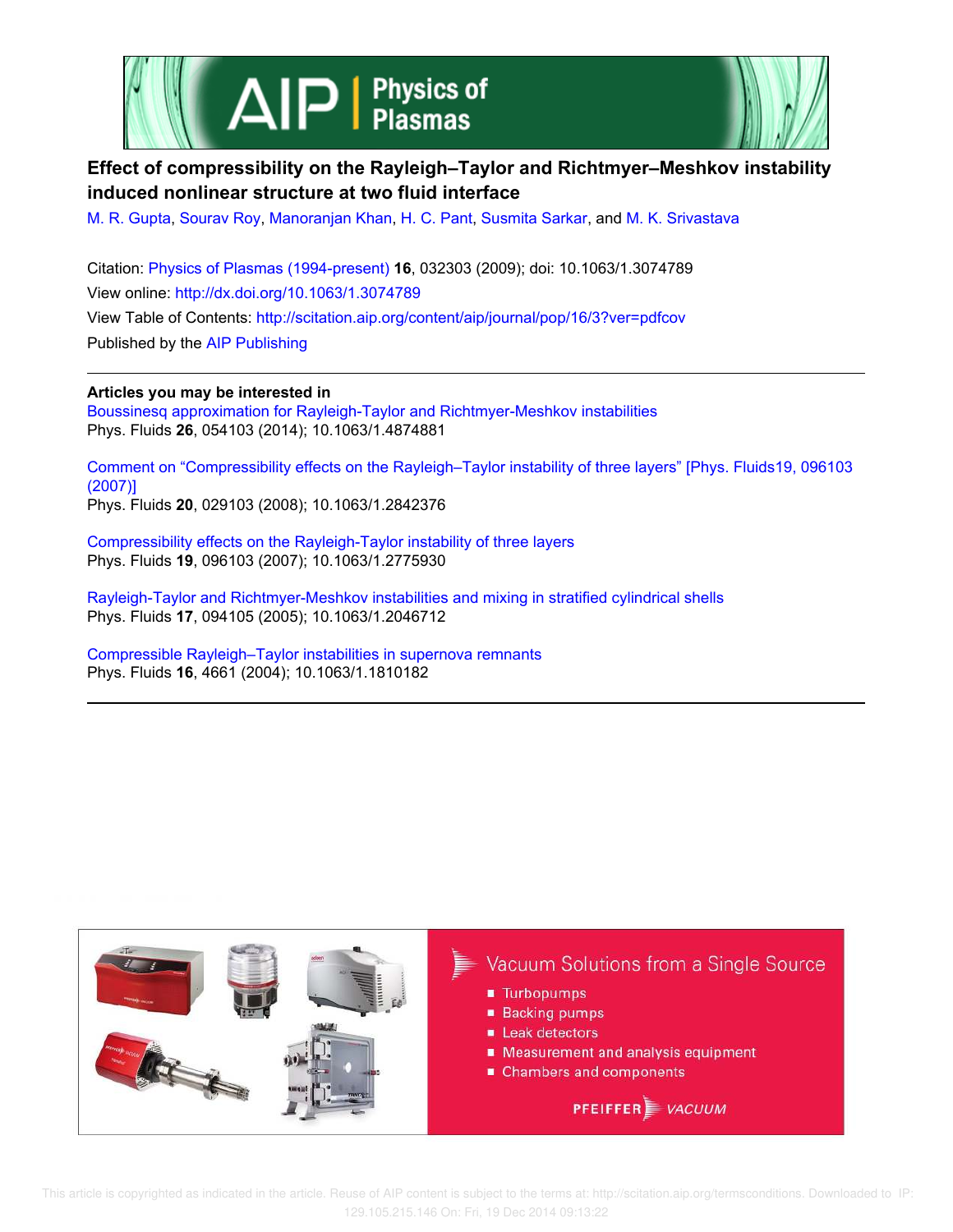# Effect of compressibility on the Rayleigh–Taylor and Richtmyer–Meshkov instability induced nonlinear structure at two fluid interface

M. R. Gupta, Sourav Roy, Manoranjan Khan, H. C. Pant, Susmita Sarkar, and M. K. Srivastava

Citation: Physics of Plasmas (1994-present) **16**, 032303 (2009); doi: 10.1063/1.3074789

View online: http://dx.doi.org/10.1063/1.3074789

View Table of Contents: http://scitation.aip.org/content/aip/journal/pop/16/3?ver=pdfcov

Published by the AIP Publishing

**Articles you may be interested in**

Boussinesq approximation for Rayleigh-Taylor and Richtmyer-Meshkov instabilities
Phys. Fluids **26**, 054103 (2014); 10.1063/1.4874881

Comment on "Compressibility effects on the Rayleigh–Taylor instability of three layers" [Phys. Fluids19, 096103 (2007)]
Phys. Fluids **20**, 029103 (2008); 10.1063/1.2842376

Compressibility effects on the Rayleigh-Taylor instability of three layers
Phys. Fluids **19**, 096103 (2007); 10.1063/1.2775930

Rayleigh-Taylor and Richtmyer-Meshkov instabilities and mixing in stratified cylindrical shells
Phys. Fluids **17**, 094105 (2005); 10.1063/1.2046712

Compressible Rayleigh–Taylor instabilities in supernova remnants
Phys. Fluids **16**, 4661 (2004); 10.1063/1.1810182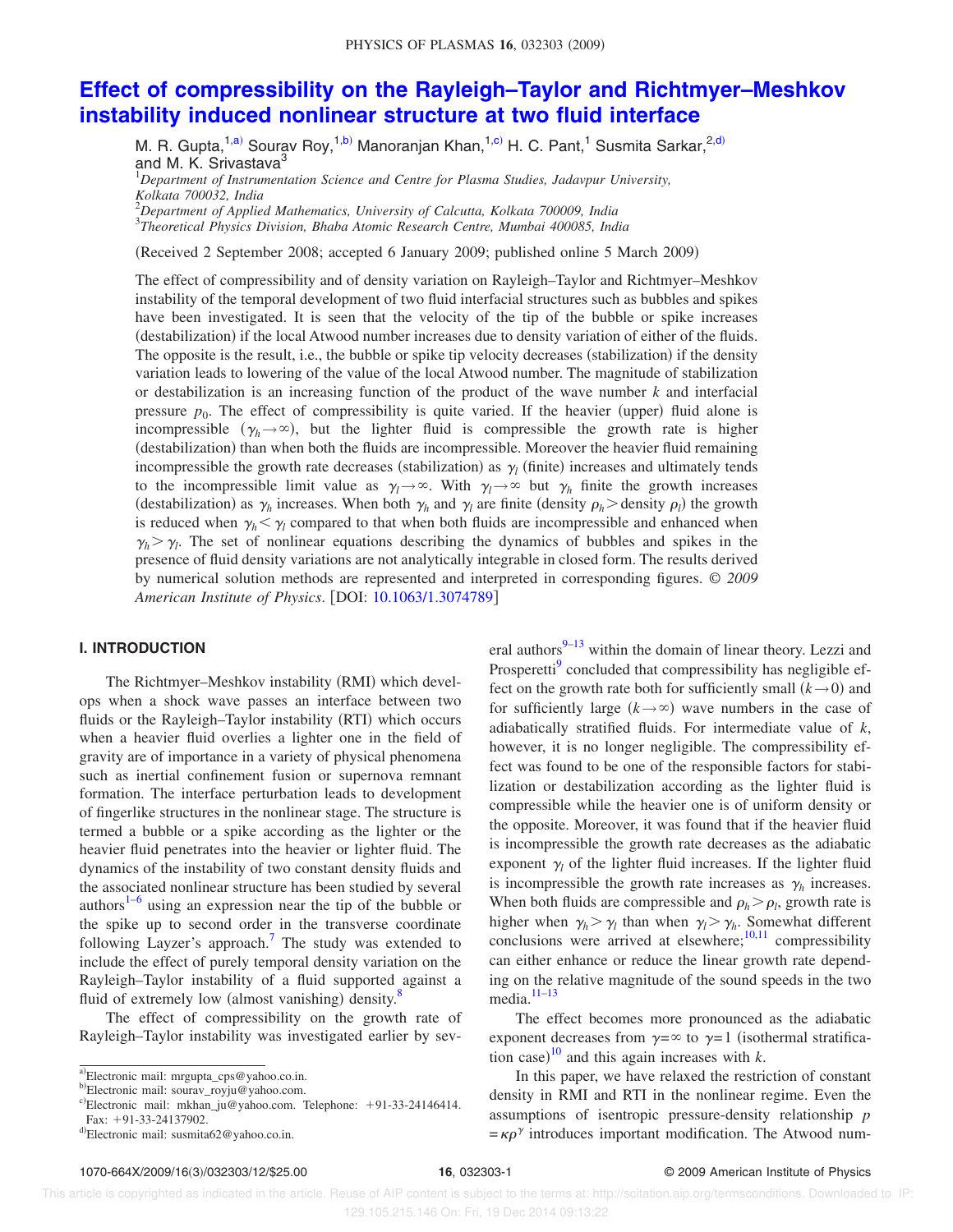# Effect of compressibility on the Rayleigh–Taylor and Richtmyer–Meshkov instability induced nonlinear structure at two fluid interface

M. R. Gupta,[1,a)] Sourav Roy,[1,b)] Manoranjan Khan,[1,c)] H. C. Pant,[1] Susmita Sarkar,[2,d)] and M. K. Srivastava[3]

[1]*Department of Instrumentation Science and Centre for Plasma Studies, Jadavpur University, Kolkata 700032, India*
[2]*Department of Applied Mathematics, University of Calcutta, Kolkata 700009, India*
[3]*Theoretical Physics Division, Bhaba Atomic Research Centre, Mumbai 400085, India*

(Received 2 September 2008; accepted 6 January 2009; published online 5 March 2009)

The effect of compressibility and of density variation on Rayleigh–Taylor and Richtmyer–Meshkov instability of the temporal development of two fluid interfacial structures such as bubbles and spikes have been investigated. It is seen that the velocity of the tip of the bubble or spike increases (destabilization) if the local Atwood number increases due to density variation of either of the fluids. The opposite is the result, i.e., the bubble or spike tip velocity decreases (stabilization) if the density variation leads to lowering of the value of the local Atwood number. The magnitude of stabilization or destabilization is an increasing function of the product of the wave number $k$ and interfacial pressure $p_0$. The effect of compressibility is quite varied. If the heavier (upper) fluid alone is incompressible ($\gamma_h \rightarrow \infty$), but the lighter fluid is compressible the growth rate is higher (destabilization) than when both the fluids are incompressible. Moreover the heavier fluid remaining incompressible the growth rate decreases (stabilization) as $\gamma_l$ (finite) increases and ultimately tends to the incompressible limit value as $\gamma_l \rightarrow \infty$. With $\gamma_l \rightarrow \infty$ but $\gamma_h$ finite the growth increases (destabilization) as $\gamma_h$ increases. When both $\gamma_h$ and $\gamma_l$ are finite (density $\rho_h >$ density $\rho_l$) the growth is reduced when $\gamma_h < \gamma_l$ compared to that when both fluids are incompressible and enhanced when $\gamma_h > \gamma_l$. The set of nonlinear equations describing the dynamics of bubbles and spikes in the presence of fluid density variations are not analytically integrable in closed form. The results derived by numerical solution methods are represented and interpreted in corresponding figures. © *2009 American Institute of Physics*. [DOI: 10.1063/1.3074789]

## I. INTRODUCTION

The Richtmyer–Meshkov instability (RMI) which develops when a shock wave passes an interface between two fluids or the Rayleigh–Taylor instability (RTI) which occurs when a heavier fluid overlies a lighter one in the field of gravity are of importance in a variety of physical phenomena such as inertial confinement fusion or supernova remnant formation. The interface perturbation leads to development of fingerlike structures in the nonlinear stage. The structure is termed a bubble or a spike according as the lighter or the heavier fluid penetrates into the heavier or lighter fluid. The dynamics of the instability of two constant density fluids and the associated nonlinear structure has been studied by several authors[1–6] using an expression near the tip of the bubble or the spike up to second order in the transverse coordinate following Layzer's approach.[7] The study was extended to include the effect of purely temporal density variation on the Rayleigh–Taylor instability of a fluid supported against a fluid of extremely low (almost vanishing) density.[8]

The effect of compressibility on the growth rate of Rayleigh–Taylor instability was investigated earlier by several authors[9–13] within the domain of linear theory. Lezzi and Prosperetti[9] concluded that compressibility has negligible effect on the growth rate both for sufficiently small ($k \rightarrow 0$) and for sufficiently large ($k \rightarrow \infty$) wave numbers in the case of adiabatically stratified fluids. For intermediate value of $k$, however, it is no longer negligible. The compressibility effect was found to be one of the responsible factors for stabilization or destabilization according as the lighter fluid is compressible while the heavier one is of uniform density or the opposite. Moreover, it was found that if the heavier fluid is incompressible the growth rate decreases as the adiabatic exponent $\gamma_l$ of the lighter fluid increases. If the lighter fluid is incompressible the growth rate increases as $\gamma_h$ increases. When both fluids are compressible and $\rho_h > \rho_l$, growth rate is higher when $\gamma_h > \gamma_l$ than when $\gamma_l > \gamma_h$. Somewhat different conclusions were arrived at elsewhere;[10,11] compressibility can either enhance or reduce the linear growth rate depending on the relative magnitude of the sound speeds in the two media.[11–13]

The effect becomes more pronounced as the adiabatic exponent decreases from $\gamma = \infty$ to $\gamma = 1$ (isothermal stratification case)[10] and this again increases with $k$.

In this paper, we have relaxed the restriction of constant density in RMI and RTI in the nonlinear regime. Even the assumptions of isentropic pressure-density relationship $p = \kappa \rho^{\gamma}$ introduces important modification. The Atwood num-

a)Electronic mail: mrgupta_cps@yahoo.co.in.
b)Electronic mail: sourav_royju@yahoo.com.
c)Electronic mail: mkhan_ju@yahoo.com. Telephone: +91-33-24146414. Fax: +91-33-24137902.
d)Electronic mail: susmita62@yahoo.co.in.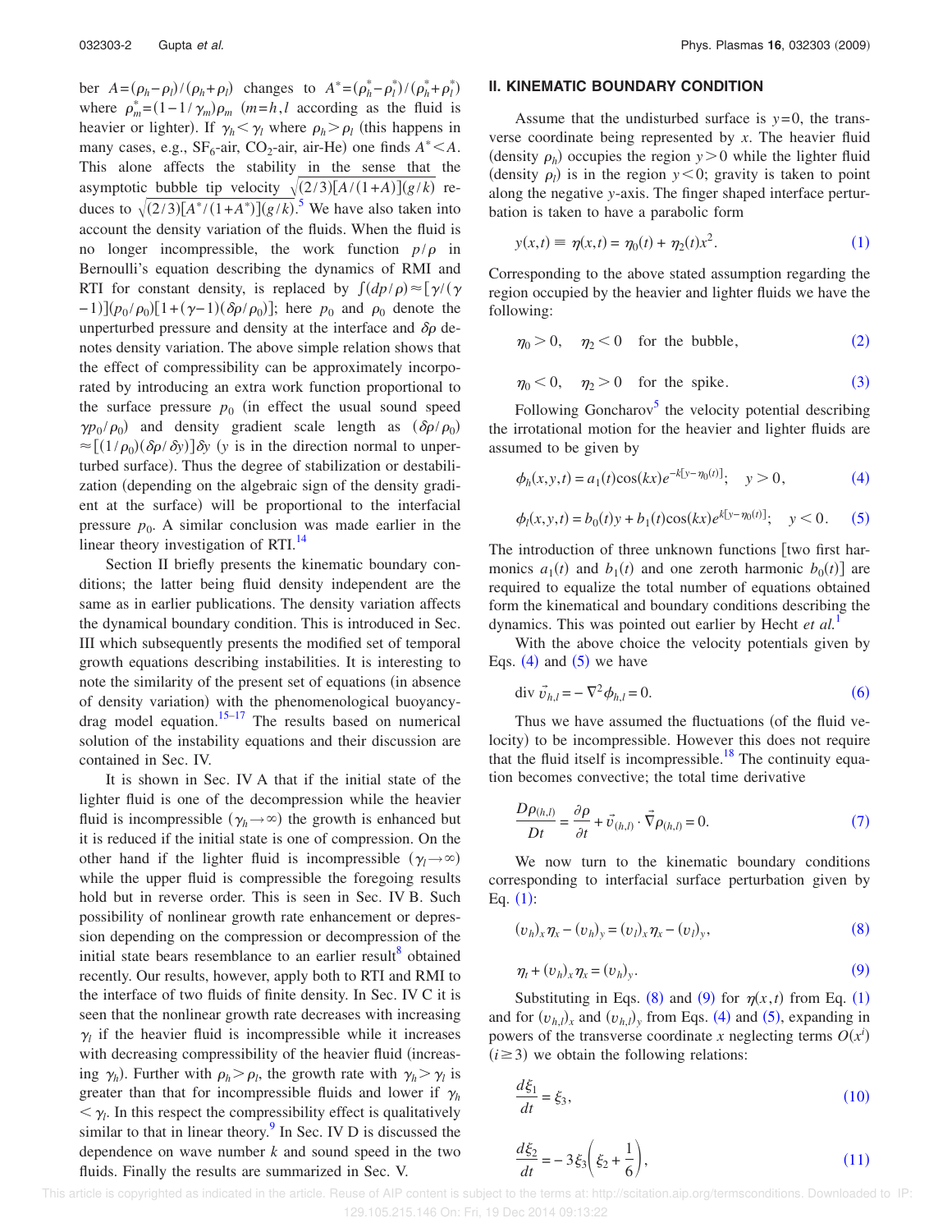ber $A=(\rho_h-\rho_l)/(\rho_h+\rho_l)$ changes to $A^*=(\rho_h^*-\rho_l^*)/(\rho_h^*+\rho_l^*)$ where $\rho_m^*=(1-1/\gamma_m)\rho_m$ ($m=h,l$ according as the fluid is heavier or lighter). If $\gamma_h<\gamma_l$ where $\rho_h>\rho_l$ (this happens in many cases, e.g., $SF_6$-air, $CO_2$-air, air-He) one finds $A^*<A$. This alone affects the stability in the sense that the asymptotic bubble tip velocity $\sqrt{(2/3)[A/(1+A)](g/k)}$ reduces to $\sqrt{(2/3)[A^*/(1+A^*)](g/k)}$.[5] We have also taken into account the density variation of the fluids. When the fluid is no longer incompressible, the work function $p/\rho$ in Bernoulli's equation describing the dynamics of RMI and RTI for constant density, is replaced by $\int(dp/\rho)\approx[\gamma/(\gamma-1)](p_0/\rho_0)[1+(\gamma-1)(\delta\rho/\rho_0)]$; here $p_0$ and $\rho_0$ denote the unperturbed pressure and density at the interface and $\delta\rho$ denotes density variation. The above simple relation shows that the effect of compressibility can be approximately incorporated by introducing an extra work function proportional to the surface pressure $p_0$ (in effect the usual sound speed $\gamma p_0/\rho_0$) and density gradient scale length as $(\delta\rho/\rho_0)\approx[(1/\rho_0)(\delta\rho/\delta y)]\delta y$ ($y$ is in the direction normal to unperturbed surface). Thus the degree of stabilization or destabilization (depending on the algebraic sign of the density gradient at the surface) will be proportional to the interfacial pressure $p_0$. A similar conclusion was made earlier in the linear theory investigation of RTI.[14]

Section II briefly presents the kinematic boundary conditions; the latter being fluid density independent are the same as in earlier publications. The density variation affects the dynamical boundary condition. This is introduced in Sec. III which subsequently presents the modified set of temporal growth equations describing instabilities. It is interesting to note the similarity of the present set of equations (in absence of density variation) with the phenomenological buoyancy-drag model equation.[15–17] The results based on numerical solution of the instability equations and their discussion are contained in Sec. IV.

It is shown in Sec. IV A that if the initial state of the lighter fluid is one of the decompression while the heavier fluid is incompressible ($\gamma_h\to\infty$) the growth is enhanced but it is reduced if the initial state is one of compression. On the other hand if the lighter fluid is incompressible ($\gamma_l\to\infty$) while the upper fluid is compressible the foregoing results hold but in reverse order. This is seen in Sec. IV B. Such possibility of nonlinear growth rate enhancement or depression depending on the compression or decompression of the initial state bears resemblance to an earlier result[8] obtained recently. Our results, however, apply both to RTI and RMI to the interface of two fluids of finite density. In Sec. IV C it is seen that the nonlinear growth rate decreases with increasing $\gamma_l$ if the heavier fluid is incompressible while it increases with decreasing compressibility of the heavier fluid (increasing $\gamma_h$). Further with $\rho_h>\rho_l$, the growth rate with $\gamma_h>\gamma_l$ is greater than that for incompressible fluids and lower if $\gamma_h<\gamma_l$. In this respect the compressibility effect is qualitatively similar to that in linear theory.[9] In Sec. IV D is discussed the dependence on wave number $k$ and sound speed in the two fluids. Finally the results are summarized in Sec. V.

## II. KINEMATIC BOUNDARY CONDITION

Assume that the undisturbed surface is $y=0$, the transverse coordinate being represented by $x$. The heavier fluid (density $\rho_h$) occupies the region $y>0$ while the lighter fluid (density $\rho_l$) is in the region $y<0$; gravity is taken to point along the negative $y$-axis. The finger shaped interface perturbation is taken to have a parabolic form

$$y(x,t)\equiv\eta(x,t)=\eta_0(t)+\eta_2(t)x^2. \tag{1}$$

Corresponding to the above stated assumption regarding the region occupied by the heavier and lighter fluids we have the following:

$$\eta_0>0,\quad \eta_2<0\quad \text{for the bubble,} \tag{2}$$

$$\eta_0<0,\quad \eta_2>0\quad \text{for the spike.} \tag{3}$$

Following Goncharov[5] the velocity potential describing the irrotational motion for the heavier and lighter fluids are assumed to be given by

$$\phi_h(x,y,t)=a_1(t)\cos(kx)e^{-k[y-\eta_0(t)]};\quad y>0, \tag{4}$$

$$\phi_l(x,y,t)=b_0(t)y+b_1(t)\cos(kx)e^{k[y-\eta_0(t)]};\quad y<0. \tag{5}$$

The introduction of three unknown functions [two first harmonics $a_1(t)$ and $b_1(t)$ and one zeroth harmonic $b_0(t)$] are required to equalize the total number of equations obtained form the kinematical and boundary conditions describing the dynamics. This was pointed out earlier by Hecht *et al.*[1]

With the above choice the velocity potentials given by Eqs. (4) and (5) we have

$$\text{div}\,\vec{v}_{h,l}=-\nabla^2\phi_{h,l}=0. \tag{6}$$

Thus we have assumed the fluctuations (of the fluid velocity) to be incompressible. However this does not require that the fluid itself is incompressible.[18] The continuity equation becomes convective; the total time derivative

$$\frac{D\rho_{(h,l)}}{Dt}=\frac{\partial\rho}{\partial t}+\vec{v}_{(h,l)}\cdot\vec{\nabla}\rho_{(h,l)}=0. \tag{7}$$

We now turn to the kinematic boundary conditions corresponding to interfacial surface perturbation given by Eq. (1):

$$(v_h)_x\eta_x-(v_h)_y=(v_l)_x\eta_x-(v_l)_y, \tag{8}$$

$$\eta_t+(v_h)_x\eta_x=(v_h)_y. \tag{9}$$

Substituting in Eqs. (8) and (9) for $\eta(x,t)$ from Eq. (1) and for $(v_{h,l})_x$ and $(v_{h,l})_y$ from Eqs. (4) and (5), expanding in powers of the transverse coordinate $x$ neglecting terms $O(x^i)$ ($i\geq 3$) we obtain the following:

$$\frac{d\xi_1}{dt}=\xi_3, \tag{10}$$

$$\frac{d\xi_2}{dt}=-3\xi_3\left(\xi_2+\frac{1}{6}\right), \tag{11}$$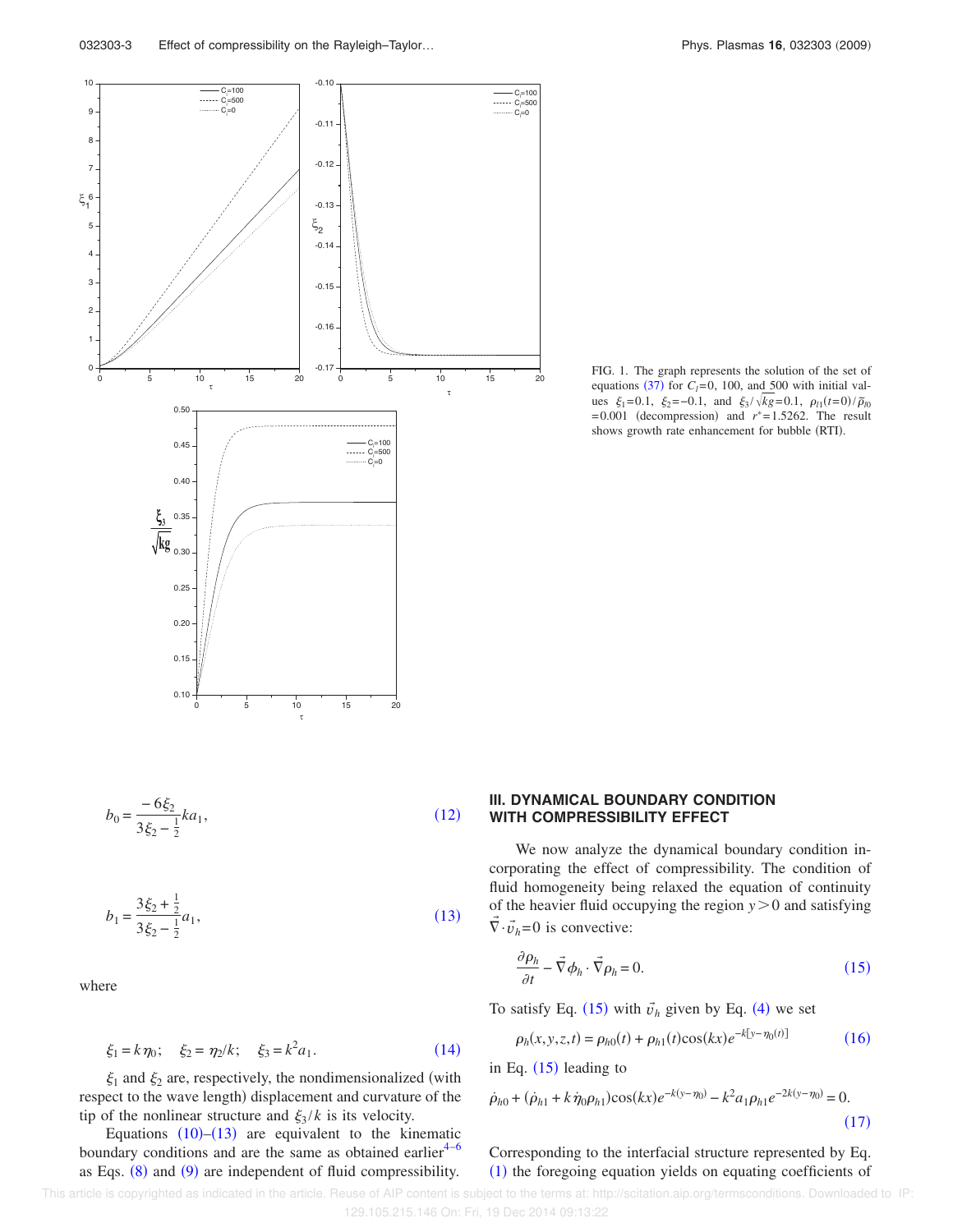$C_l$=100
$C_l$=500
$C_l$=0

$\xi_1$

τ

$C_l$=100
$C_l$=500
$C_l$=0

$\xi_2$

τ

$C_l$=100
$C_l$=500
$C_l$=0

$\frac{\xi_3}{\sqrt{kg}}$

τ

FIG. 1. The graph represents the solution of the set of equations (37) for $C_l$=0, 100, and 500 with initial values $\xi_1$=0.1, $\xi_2$=−0.1, and $\xi_3/\sqrt{kg}$=0.1, $\rho_{l1}(t=0)/\bar{\rho}_{l0}$=0.001 (decompression) and $r^*$=1.5262. The result shows growth rate enhancement for bubble (RTI).

$$b_0 = \frac{-6\xi_2}{3\xi_2 - \frac{1}{2}} k a_1, \tag{12}$$

$$b_1 = \frac{3\xi_2 + \frac{1}{2}}{3\xi_2 - \frac{1}{2}} a_1, \tag{13}$$

where

$$\xi_1 = k\eta_0; \quad \xi_2 = \eta_2/k; \quad \xi_3 = k^2 a_1. \tag{14}$$

$\xi_1$ and $\xi_2$ are, respectively, the nondimensionalized (with respect to the wave length) displacement and curvature of the tip of the nonlinear structure and $\xi_3/k$ is its velocity.

Equations (10)–(13) are equivalent to the kinematic boundary conditions and are the same as obtained earlier[4–6] as Eqs. (8) and (9) are independent of fluid compressibility.

## III. DYNAMICAL BOUNDARY CONDITION WITH COMPRESSIBILITY EFFECT

We now analyze the dynamical boundary condition incorporating the effect of compressibility. The condition of fluid homogeneity being relaxed the equation of continuity of the heavier fluid occupying the region $y>0$ and satisfying $\vec{\nabla}\cdot\vec{v}_h=0$ is convective:

$$\frac{\partial \rho_h}{\partial t} - \vec{\nabla}\phi_h \cdot \vec{\nabla}\rho_h = 0. \tag{15}$$

To satisfy Eq. (15) with $\vec{v}_h$ given by Eq. (4) we set

$$\rho_h(x,y,z,t) = \rho_{h0}(t) + \rho_{h1}(t)\cos(kx)e^{-k[y-\eta_0(t)]} \tag{16}$$

in Eq. (15) leading to

$$\dot{\rho}_{h0} + (\dot{\rho}_{h1} + k\dot{\eta}_0\rho_{h1})\cos(kx)e^{-k(y-\eta_0)} - k^2 a_1 \rho_{h1} e^{-2k(y-\eta_0)} = 0. \tag{17}$$

Corresponding to the interfacial structure represented by Eq. (1) the foregoing equation yields on equating coefficients of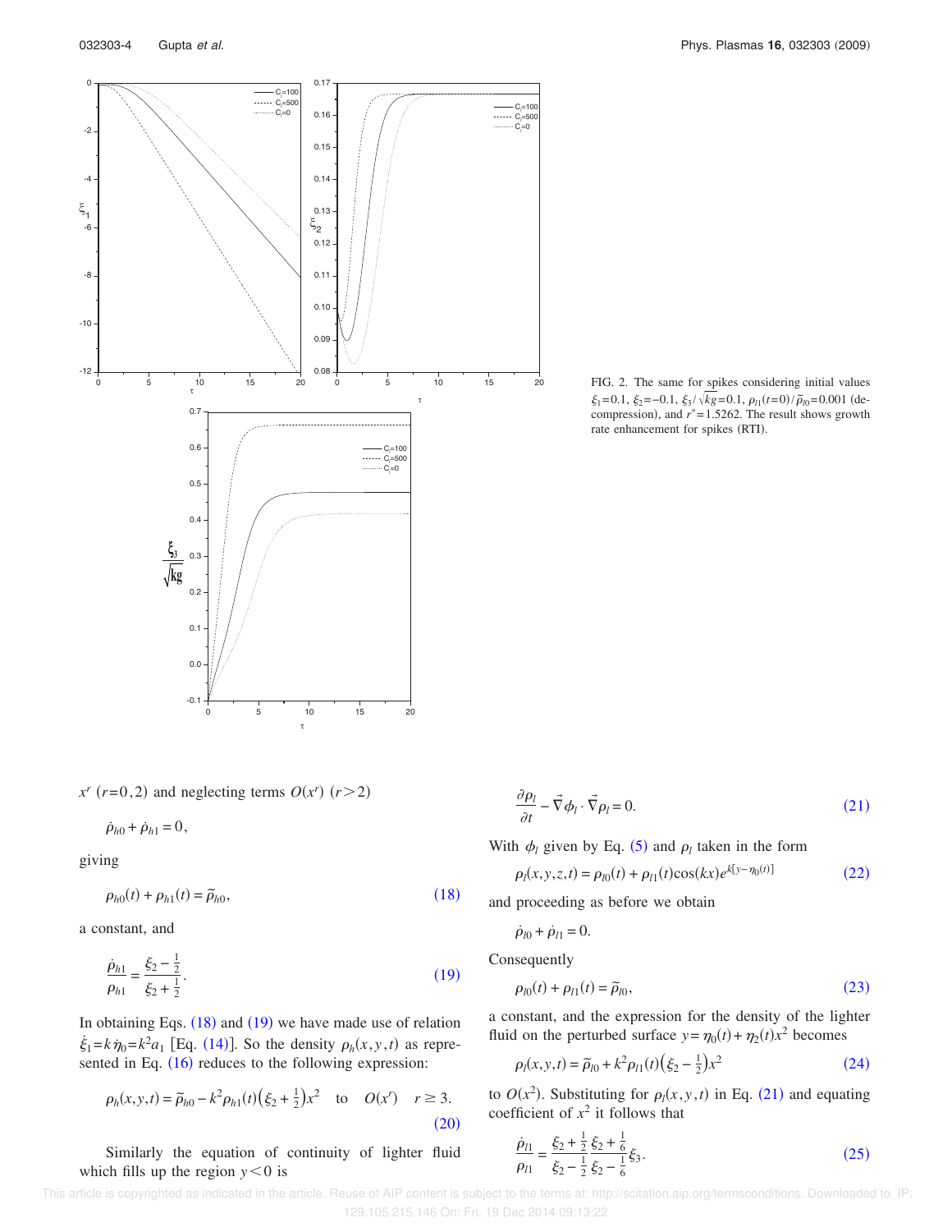$\xi_1$

0
-2
-4
-6
-8
-10
-12

0 5 10 15 20

$\tau$

$C_l$=100
$C_l$=500
$C_l$=0

$\xi_2$

0.17
0.16
0.15
0.14
0.13
0.12
0.11
0.10
0.09
0.08

0 5 10 15 20

$\tau$

$C_l$=100
$C_l$=500
$C_l$=0

$\frac{\xi_3}{\sqrt{kg}}$

0.7
0.6
0.5
0.4
0.3
0.2
0.1
0.0
-0.1

0 5 10 15 20

$\tau$

$C_l$=100
$C_l$=500
$C_l$=0

FIG. 2. The same for spikes considering initial values $\xi_1=0.1$, $\xi_2=-0.1$, $\xi_3/\sqrt{kg}=0.1$, $\rho_{l1}(t=0)/\tilde{\rho}_{l0}=0.001$ (decompression), and $r^*=1.5262$. The result shows growth rate enhancement for spikes (RTI).

$x^r$ $(r=0,2)$ and neglecting terms $O(x^r)$ $(r>2)$

$$\dot{\rho}_{h0}+\dot{\rho}_{h1}=0,$$

giving

$$\rho_{h0}(t)+\rho_{h1}(t)=\tilde{\rho}_{h0}, \tag{18}$$

a constant, and

$$\frac{\dot{\rho}_{h1}}{\rho_{h1}}=\frac{\xi_2-\frac{1}{2}}{\xi_2+\frac{1}{2}}. \tag{19}$$

In obtaining Eqs. (18) and (19) we have made use of relation $\dot{\xi}_1=k\dot{\eta}_0=k^2a_1$ [Eq. (14)]. So the density $\rho_h(x,y,t)$ as represented in Eq. (16) reduces to the following expression:

$$\rho_h(x,y,t)=\tilde{\rho}_{h0}-k^2\rho_{h1}(t)\left(\xi_2+\tfrac{1}{2}\right)x^2 \quad \text{to} \quad O(x^r) \quad r\geq 3. \tag{20}$$

Similarly the equation of continuity of lighter fluid which fills up the region $y<0$ is

$$\frac{\partial\rho_l}{\partial t}-\vec{\nabla}\phi_l\cdot\vec{\nabla}\rho_l=0. \tag{21}$$

With $\phi_l$ given by Eq. (5) and $\rho_l$ taken in the form

$$\rho_l(x,y,z,t)=\rho_{l0}(t)+\rho_{l1}(t)\cos(kx)e^{k[y-\eta_0(t)]} \tag{22}$$

and proceeding as before we obtain

$$\dot{\rho}_{l0}+\dot{\rho}_{l1}=0.$$

Consequently

$$\rho_{l0}(t)+\rho_{l1}(t)=\tilde{\rho}_{l0}, \tag{23}$$

a constant, and the expression for the density of the lighter fluid on the perturbed surface $y=\eta_0(t)+\eta_2(t)x^2$ becomes

$$\rho_l(x,y,t)=\tilde{\rho}_{l0}+k^2\rho_{l1}(t)\left(\xi_2-\tfrac{1}{2}\right)x^2 \tag{24}$$

to $O(x^2)$. Substituting for $\rho_l(x,y,t)$ in Eq. (21) and equating coefficient of $x^2$ it follows that

$$\frac{\dot{\rho}_{l1}}{\rho_{l1}}=\frac{\xi_2+\frac{1}{2}}{\xi_2-\frac{1}{2}}\frac{\xi_2+\frac{1}{6}}{\xi_2-\frac{1}{6}}\xi_3. \tag{25}$$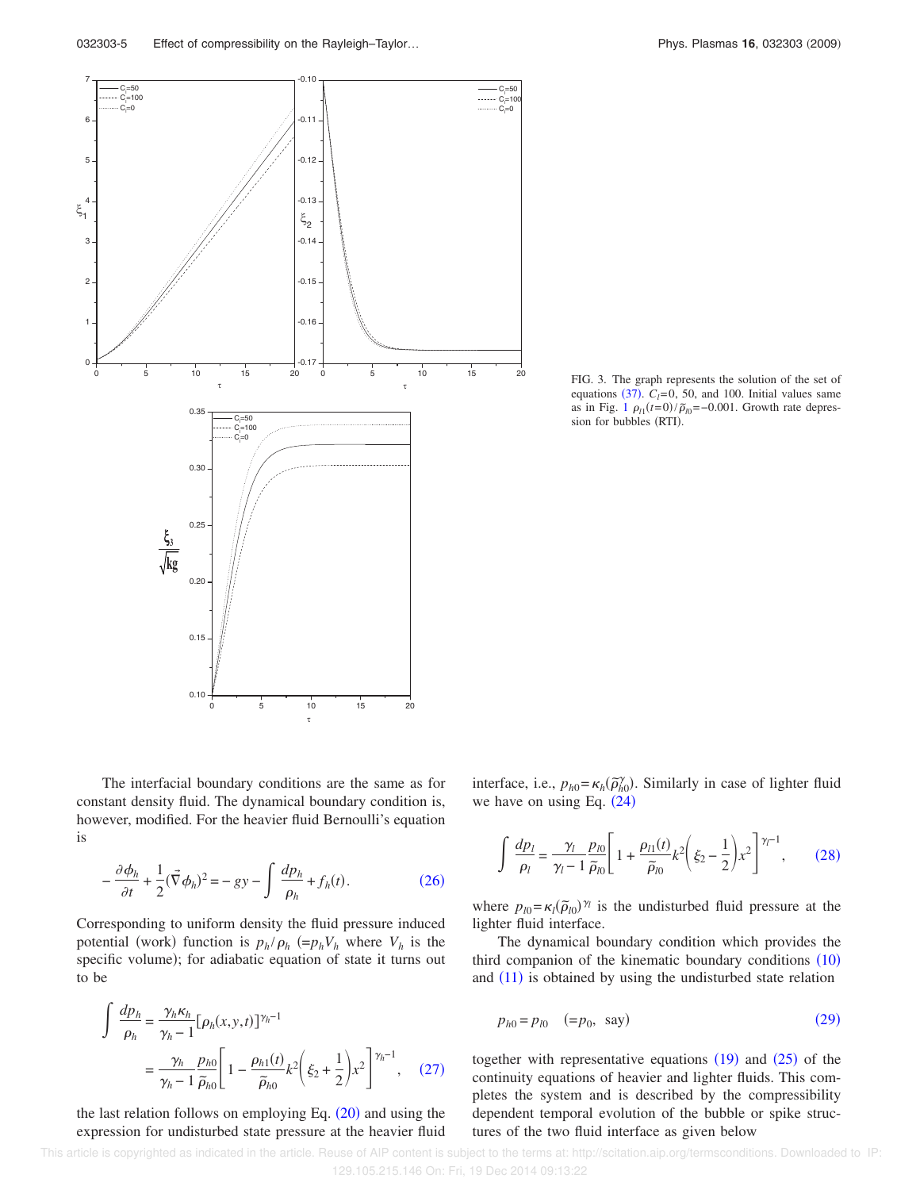FIG. 3. The graph represents the solution of the set of equations (37). $C_l=0$, 50, and 100. Initial values same as in Fig. 1 $\rho_{l1}(t=0)/\tilde{\rho}_{l0}=-0.001$. Growth rate depression for bubbles (RTI).

The interfacial boundary conditions are the same as for constant density fluid. The dynamical boundary condition is, however, modified. For the heavier fluid Bernoulli's equation is

$$-\frac{\partial \phi_h}{\partial t}+\frac{1}{2}(\vec{\nabla}\phi_h)^2=-gy-\int\frac{dp_h}{\rho_h}+f_h(t). \tag{26}$$

Corresponding to uniform density the fluid pressure induced potential (work) function is $p_h/\rho_h$ ($=p_hV_h$ where $V_h$ is the specific volume); for adiabatic equation of state it turns out to be

$$\int\frac{dp_h}{\rho_h}=\frac{\gamma_h\kappa_h}{\gamma_h-1}[\rho_h(x,y,t)]^{\gamma_h-1}$$
$$=\frac{\gamma_h}{\gamma_h-1}\frac{p_{h0}}{\tilde{\rho}_{h0}}\left[1-\frac{\rho_{h1}(t)}{\tilde{\rho}_{h0}}k^2\left(\xi_2+\frac{1}{2}\right)x^2\right]^{\gamma_h-1}, \tag{27}$$

the last relation follows on employing Eq. (20) and using the expression for undisturbed state pressure at the heavier fluid interface, i.e., $p_{h0}=\kappa_h(\tilde{\rho}_{h0}^{\gamma})$. Similarly in case of lighter fluid we have on using Eq. (24)

$$\int\frac{dp_l}{\rho_l}=\frac{\gamma_l}{\gamma_l-1}\frac{p_{l0}}{\tilde{\rho}_{l0}}\left[1+\frac{\rho_{l1}(t)}{\tilde{\rho}_{l0}}k^2\left(\xi_2-\frac{1}{2}\right)x^2\right]^{\gamma_l-1}, \tag{28}$$

where $p_{l0}=\kappa_l(\tilde{\rho}_{l0})^{\gamma_l}$ is the undisturbed fluid pressure at the lighter fluid interface.

The dynamical boundary condition which provides the third companion of the kinematic boundary conditions (10) and (11) is obtained by using the undisturbed state relation

$$p_{h0}=p_{l0}\quad(=p_0,\ \text{say}) \tag{29}$$

together with representative equations (19) and (25) of the continuity equations of heavier and lighter fluids. This completes the system and is described by the compressibility dependent temporal evolution of the bubble or spike structures of the two fluid interface as given below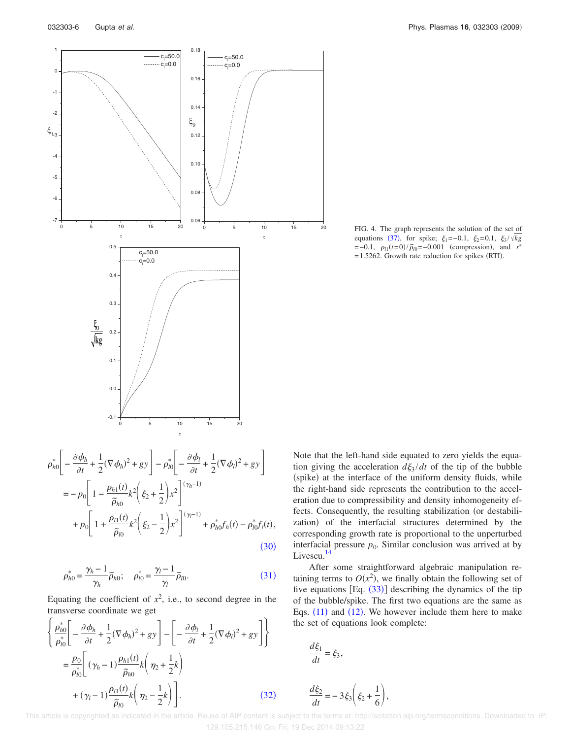1
0
-1
-2
$\xi_1$ -3
-4
-5
-6
-7
0 5 10 15 20
τ
$c_i$=50.0
$c_i$=0.0

0.18
0.16
0.14
$\xi_2$ 0.12
0.10
0.08
0.06
0 5 10 15 20
τ
$c_i$=50.0
$c_i$=0.0

0.5
0.4
0.3
$\frac{\xi_3}{\sqrt{kg}}$ 0.2
0.1
0.0
-0.1
0 5 10 15 20
τ
$c_i$=50.0
$c_i$=0.0

FIG. 4. The graph represents the solution of the set of equations (37), for spike; $\xi_1=-0.1$, $\xi_2=0.1$, $\xi_3/\sqrt{kg}=-0.1$, $\rho_{l1}(t=0)/\tilde{\rho}_{l0}=-0.001$ (compression), and $r^*=1.5262$. Growth rate reduction for spikes (RTI).

$$\rho_{h0}^*\left[-\frac{\partial\phi_h}{\partial t}+\frac{1}{2}(\nabla\phi_h)^2+gy\right]-\rho_{l0}^*\left[-\frac{\partial\phi_l}{\partial t}+\frac{1}{2}(\nabla\phi_l)^2+gy\right]$$
$$=-p_0\left[1-\frac{\rho_{h1}(t)}{\tilde{\rho}_{h0}}k^2\left(\xi_2+\frac{1}{2}\right)x^2\right]^{(\gamma_h-1)}$$
$$+p_0\left[1+\frac{\rho_{l1}(t)}{\tilde{\rho}_{l0}}k^2\left(\xi_2-\frac{1}{2}\right)x^2\right]^{(\gamma_l-1)}+\rho_{h0}^*f_h(t)-\rho_{l0}^*f_l(t), \tag{30}$$

$$\rho_{h0}^*=\frac{\gamma_h-1}{\gamma_h}\tilde{\rho}_{h0};\quad \rho_{l0}^*=\frac{\gamma_l-1}{\gamma_l}\tilde{\rho}_{l0}. \tag{31}$$

Equating the coefficient of $x^2$, i.e., to second degree in the transverse coordinate we get

$$\left\{\frac{\rho_{h0}^*}{\rho_{l0}^*}\left[-\frac{\partial\phi_h}{\partial t}+\frac{1}{2}(\nabla\phi_h)^2+gy\right]-\left[-\frac{\partial\phi_l}{\partial t}+\frac{1}{2}(\nabla\phi_l)^2+gy\right]\right\}$$
$$=\frac{p_0}{\rho_{l0}^*}\left[(\gamma_h-1)\frac{\rho_{h1}(t)}{\tilde{\rho}_{h0}}k\left(\eta_2+\frac{1}{2}k\right)\right.$$
$$\left.+(\gamma_l-1)\frac{\rho_{l1}(t)}{\tilde{\rho}_{l0}}k\left(\eta_2-\frac{1}{2}k\right)\right]. \tag{32}$$

Note that the left-hand side equated to zero yields the equation giving the acceleration $d\xi_3/dt$ of the tip of the bubble (spike) at the interface of the uniform density fluids, while the right-hand side represents the contribution to the acceleration due to compressibility and density inhomogeneity effects. Consequently, the resulting stabilization (or destabilization) of the interfacial structures determined by the corresponding growth rate is proportional to the unperturbed interfacial pressure $p_0$. Similar conclusion was arrived at by Livescu.[14]

After some straightforward algebraic manipulation retaining terms to $O(x^2)$, we finally obtain the following set of five equations [Eq. (33)] describing the dynamics of the tip of the bubble/spike. The first two equations are the same as Eqs. (11) and (12). We however include them here to make the set of equations look complete:

$$\frac{d\xi_1}{dt}=\xi_3,$$

$$\frac{d\xi_2}{dt}=-3\xi_3\left(\xi_2+\frac{1}{6}\right),$$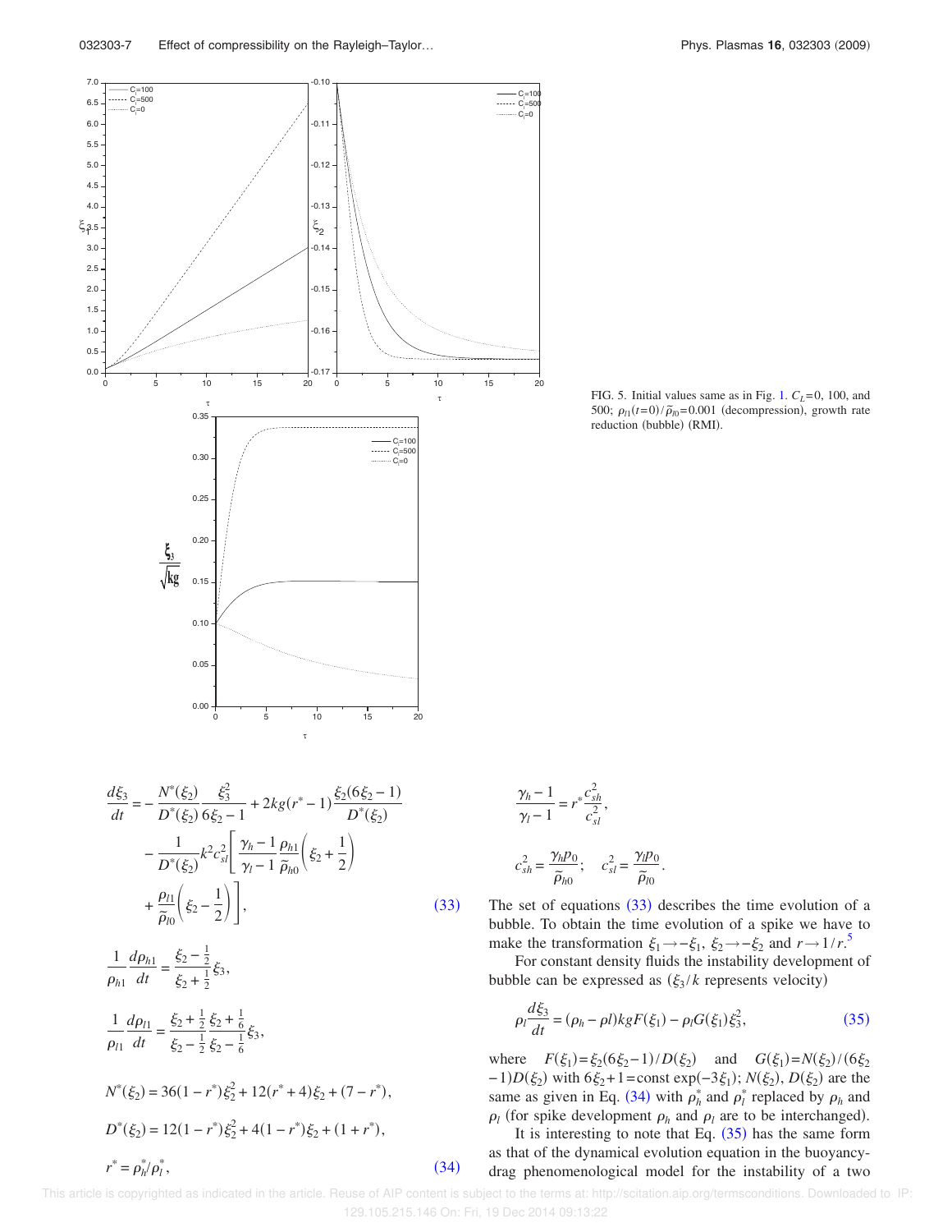$\xi_1$

$C_l$=100
$C_l$=500
$C_l$=0

7.0 6.5 6.0 5.5 5.0 4.5 4.0 3.5 3.0 2.5 2.0 1.5 1.0 0.5 0.0

0 5 10 15 20

$\tau$

$\xi_2$

$C_l$=100
$C_l$=500
$C_l$=0

-0.10 -0.11 -0.12 -0.13 -0.14 -0.15 -0.16 -0.17

0 5 10 15 20

$\tau$

$\frac{\xi_3}{\sqrt{kg}}$

$C_l$=100
$C_l$=500
$C_l$=0

0.35 0.30 0.25 0.20 0.15 0.10 0.05 0.00

0 5 10 15 20

$\tau$

FIG. 5. Initial values same as in Fig. 1. $C_L$=0, 100, and 500; $\rho_{l1}(t=0)/\tilde{\rho}_{l0}$=0.001 (decompression), growth rate reduction (bubble) (RMI).

$$\frac{d\xi_3}{dt} = -\frac{N^*(\xi_2)}{D^*(\xi_2)}\frac{\xi_3^2}{6\xi_2 - 1} + 2kg(r^* - 1)\frac{\xi_2(6\xi_2 - 1)}{D^*(\xi_2)} - \frac{1}{D^*(\xi_2)}k^2 c_{sl}^2\left[\frac{\gamma_h - 1}{\gamma_l - 1}\frac{\rho_{h1}}{\tilde{\rho}_{h0}}\left(\xi_2 + \frac{1}{2}\right) + \frac{\rho_{l1}}{\tilde{\rho}_{l0}}\left(\xi_2 - \frac{1}{2}\right)\right], \tag{33}$$

$$\frac{1}{\rho_{h1}}\frac{d\rho_{h1}}{dt} = \frac{\xi_2 - \frac{1}{2}}{\xi_2 + \frac{1}{2}}\xi_3,$$

$$\frac{1}{\rho_{l1}}\frac{d\rho_{l1}}{dt} = \frac{\xi_2 + \frac{1}{2}}{\xi_2 - \frac{1}{2}}\frac{\xi_2 + \frac{1}{6}}{\xi_2 - \frac{1}{6}}\xi_3,$$

$$N^*(\xi_2) = 36(1 - r^*)\xi_2^2 + 12(r^* + 4)\xi_2 + (7 - r^*),$$

$$D^*(\xi_2) = 12(1 - r^*)\xi_2^2 + 4(1 - r^*)\xi_2 + (1 + r^*),$$

$$r^* = \rho_h^*/\rho_l^*, \tag{34}$$

$$\frac{\gamma_h - 1}{\gamma_l - 1} = r^*\frac{c_{sh}^2}{c_{sl}^2},$$

$$c_{sh}^2 = \frac{\gamma_h p_0}{\tilde{\rho}_{h0}}; \quad c_{sl}^2 = \frac{\gamma_l p_0}{\tilde{\rho}_{l0}}.$$

The set of equations (33) describes the time evolution of a bubble. To obtain the time evolution of a spike we have to make the transformation $\xi_1 \to -\xi_1$, $\xi_2 \to -\xi_2$ and $r \to 1/r$.[5]

For constant density fluids the instability development of bubble can be expressed as ($\xi_3/k$ represents velocity)

$$\rho_l\frac{d\xi_3}{dt} = (\rho_h - \rho l)kgF(\xi_1) - \rho_l G(\xi_1)\xi_3^2, \tag{35}$$

where $F(\xi_1) = \xi_2(6\xi_2 - 1)/D(\xi_2)$ and $G(\xi_1) = N(\xi_2)/(6\xi_2 - 1)D(\xi_2)$ with $6\xi_2 + 1 = \text{const}\exp(-3\xi_1)$; $N(\xi_2)$, $D(\xi_2)$ are the same as given in Eq. (34) with $\rho_h^*$ and $\rho_l^*$ replaced by $\rho_h$ and $\rho_l$ (for spike development $\rho_h$ and $\rho_l$ are to be interchanged).

It is interesting to note that Eq. (35) has the same form as that of the dynamical evolution equation in the buoyancy-drag phenomenological model for the instability of a two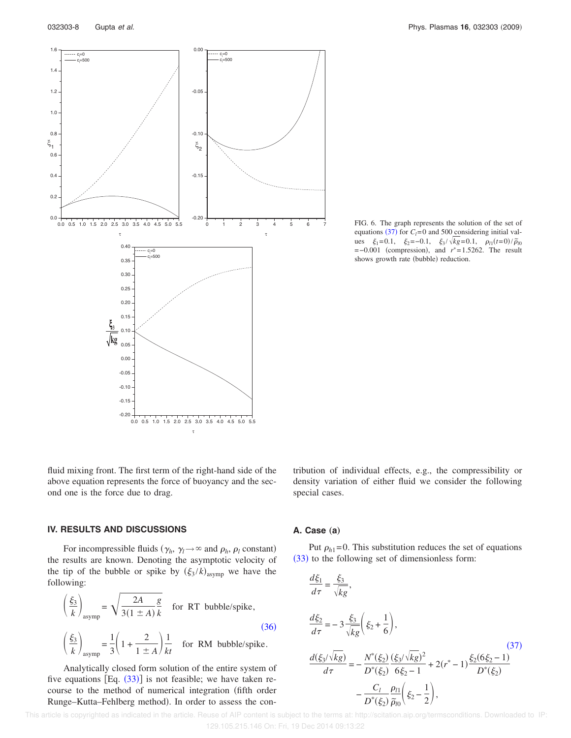c_l=0
c_l=500
1.6
1.4
1.2
1.0
0.8
0.6
0.4
0.2
0.0
$\xi_1$
0.0 0.5 1.0 1.5 2.0 2.5 3.0 3.5 4.0 4.5 5.0 5.5
τ

c_l=0
c_l=500
0.00
-0.05
-0.10
-0.15
-0.20
$\xi_2$
0 1 2 3 4 5 6 7
τ

c_l=0
c_l=500
0.40
0.35
0.30
0.25
0.20
0.15
0.10
0.05
0.00
-0.05
-0.10
-0.15
-0.20
$\frac{\xi_3}{\sqrt{kg}}$
0.0 0.5 1.0 1.5 2.0 2.5 3.0 3.5 4.0 4.5 5.0 5.5
τ

FIG. 6. The graph represents the solution of the set of equations (37) for $C_l=0$ and 500 considering initial values $\xi_1=0.1$, $\xi_2=-0.1$, $\xi_3/\sqrt{kg}=0.1$, $\rho_{l1}(t=0)/\bar{\rho}_{l0}=-0.001$ (compression), and $r^*=1.5262$. The result shows growth rate (bubble) reduction.

fluid mixing front. The first term of the right-hand side of the above equation represents the force of buoyancy and the second one is the force due to drag.

## IV. RESULTS AND DISCUSSIONS

For incompressible fluids ($\gamma_h$, $\gamma_l \to \infty$ and $\rho_h$, $\rho_l$ constant) the results are known. Denoting the asymptotic velocity of the tip of the bubble or spike by $(\xi_3/k)_{\text{asymp}}$ we have the following:

$$\left(\frac{\xi_3}{k}\right)_{\text{asymp}} = \sqrt{\frac{2A}{3(1\pm A)}\frac{g}{k}} \quad \text{for RT bubble/spike,}$$

$$\left(\frac{\xi_3}{k}\right)_{\text{asymp}} = \frac{1}{3}\left(1+\frac{2}{1\pm A}\right)\frac{1}{kt} \quad \text{for RM bubble/spike.} \tag{36}$$

Analytically closed form solution of the entire system of five equations [Eq. (33)] is not feasible; we have taken recourse to the method of numerical integration (fifth order Runge–Kutta–Fehlberg method). In order to assess the contribution of individual effects, e.g., the compressibility or density variation of either fluid we consider the following special cases.

### A. Case (a)

Put $\rho_{h1}=0$. This substitution reduces the set of equations (33) to the following set of dimensionless form:

$$\frac{d\xi_1}{d\tau} = \frac{\xi_3}{\sqrt{kg}},$$

$$\frac{d\xi_2}{d\tau} = -3\frac{\xi_3}{\sqrt{kg}}\left(\xi_2+\frac{1}{6}\right),$$

$$\frac{d(\xi_3/\sqrt{kg})}{d\tau} = -\frac{N^*(\xi_2)}{D^*(\xi_2)}\frac{(\xi_3/\sqrt{kg})^2}{6\xi_2-1} + 2(r^*-1)\frac{\xi_2(6\xi_2-1)}{D^*(\xi_2)} - \frac{C_l}{D^*(\xi_2)}\frac{\rho_{l1}}{\bar{\rho}_{l0}}\left(\xi_2-\frac{1}{2}\right), \tag{37}$$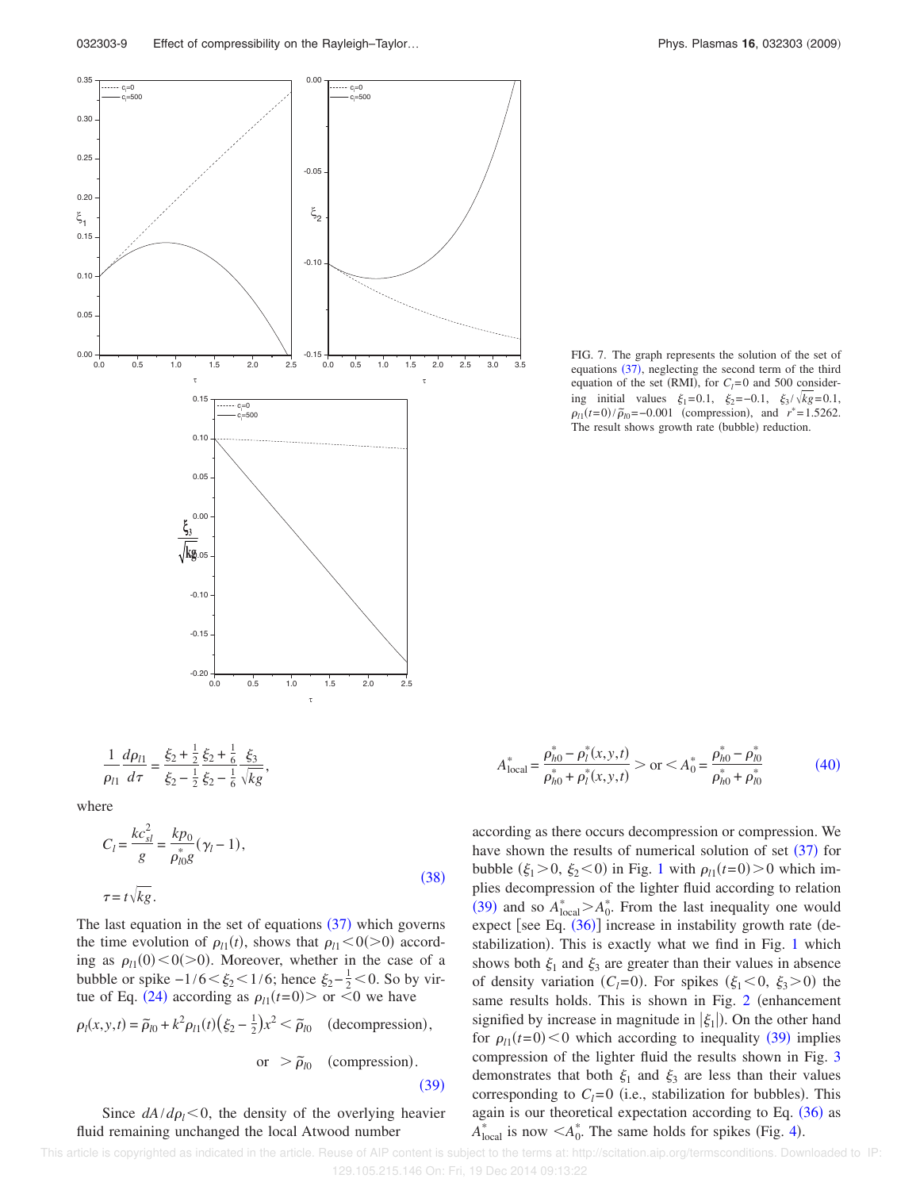0.35
0.30
0.25
0.20
$\xi_1$
0.15
0.10
0.05
0.00
0.0 0.5 1.0 1.5 2.0 2.5
$\tau$
------ $c_l$=0
—— $c_l$=500

0.00
-0.05
$\xi_2$
-0.10
-0.15
0.0 0.5 1.0 1.5 2.0 2.5 3.0 3.5
$\tau$
------ $c_l$=0
—— $c_l$=500

0.15
0.10
0.05
0.00
$\frac{\xi_3}{\sqrt{kg}}$
-0.05
-0.10
-0.15
-0.20
0.0 0.5 1.0 1.5 2.0 2.5
$\tau$
------ $c_l$=0
—— $c_l$=500

FIG. 7. The graph represents the solution of the set of equations (37), neglecting the second term of the third equation of the set (RMI), for $C_l=0$ and 500 considering initial values $\xi_1=0.1$, $\xi_2=-0.1$, $\xi_3/\sqrt{kg}=0.1$, $\rho_{l1}(t=0)/\tilde{\rho}_{l0}=-0.001$ (compression), and $r^*=1.5262$. The result shows growth rate (bubble) reduction.

$$\frac{1}{\rho_{l1}}\frac{d\rho_{l1}}{d\tau}=\frac{\xi_2+\frac{1}{2}\xi_2+\frac{1}{6}}{\xi_2-\frac{1}{2}\xi_2-\frac{1}{6}}\frac{\xi_3}{\sqrt{kg}},$$

where

$$C_l=\frac{kc_{sl}^2}{g}=\frac{kp_0}{\rho_{l0}^*g}(\gamma_l-1),$$
$$\tau=t\sqrt{kg}. \tag{38}$$

The last equation in the set of equations (37) which governs the time evolution of $\rho_{l1}(t)$, shows that $\rho_{l1}<0(>0)$ according as $\rho_{l1}(0)<0(>0)$. Moreover, whether in the case of a bubble or spike $-1/6<\xi_2<1/6$; hence $\xi_2-\frac{1}{2}<0$. So by virtue of Eq. (24) according as $\rho_{l1}(t=0)>$ or $<0$ we have

$$\rho_l(x,y,t)=\tilde{\rho}_{l0}+k^2\rho_{l1}(t)\left(\xi_2-\tfrac{1}{2}\right)x^2<\tilde{\rho}_{l0}\quad\text{(decompression)},$$
$$\text{or}\quad>\tilde{\rho}_{l0}\quad\text{(compression)}. \tag{39}$$

Since $dA/d\rho_l<0$, the density of the overlying heavier fluid remaining unchanged the local Atwood number

$$A_{\text{local}}^*=\frac{\rho_{h0}^*-\rho_l^*(x,y,t)}{\rho_{h0}^*+\rho_l^*(x,y,t)}>\text{or}<A_0^*=\frac{\rho_{h0}^*-\rho_{l0}^*}{\rho_{h0}^*+\rho_{l0}^*} \tag{40}$$

according as there occurs decompression or compression. We have shown the results of numerical solution of set (37) for bubble ($\xi_1>0$, $\xi_2<0$) in Fig. 1 with $\rho_{l1}(t=0)>0$ which implies decompression of the lighter fluid according to relation (39) and so $A_{\text{local}}^*>A_0^*$. From the last inequality one would expect [see Eq. (36)] increase in instability growth rate (destabilization). This is exactly what we find in Fig. 1 which shows both $\xi_1$ and $\xi_3$ are greater than their values in absence of density variation ($C_l=0$). For spikes ($\xi_1<0$, $\xi_3>0$) the same results holds. This is shown in Fig. 2 (enhancement signified by increase in magnitude in $|\xi_1|$). On the other hand for $\rho_{l1}(t=0)<0$ which according to inequality (39) implies compression of the lighter fluid the results shown in Fig. 3 demonstrates that both $\xi_1$ and $\xi_3$ are less than their values corresponding to $C_l=0$ (i.e., stabilization for bubbles). This again is our theoretical expectation according to Eq. (36) as $A_{\text{local}}^*$ is now $<A_0^*$. The same holds for spikes (Fig. 4).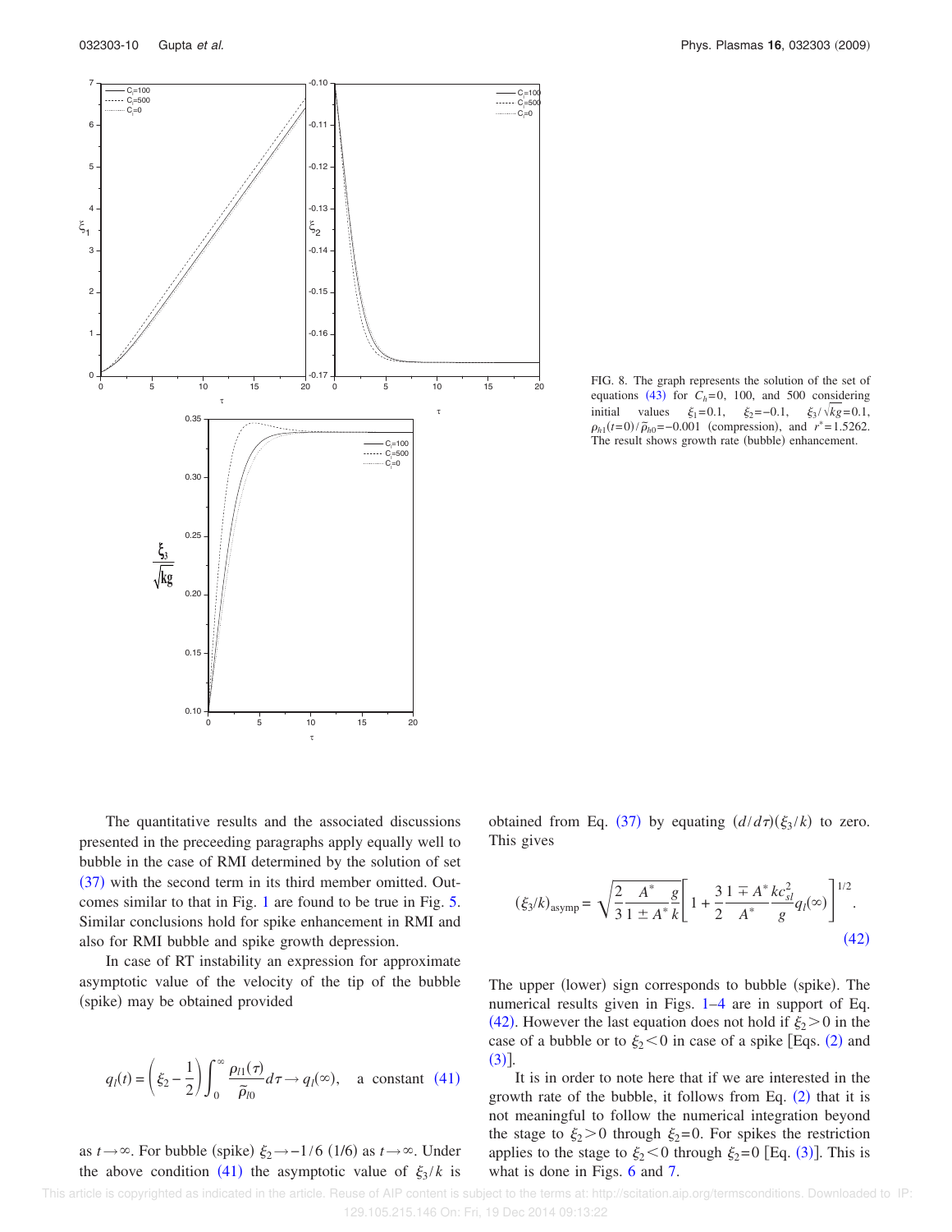$C_l$=100
$C_l$=500
$C_l$=0

7
6
5
4
3
2
1
0

$\xi_1$

0 5 10 15 20

τ

-0.10
-0.11
-0.12
-0.13
-0.14
-0.15
-0.16
-0.17

$\xi_2$

0 5 10 15 20

τ

$C_l$=100
$C_l$=500
$C_l$=0

0.35
0.30
0.25
0.20
0.15
0.10

$\frac{\xi_3}{\sqrt{kg}}$

0 5 10 15 20

τ

$C_l$=100
$C_l$=500
$C_l$=0

FIG. 8. The graph represents the solution of the set of equations (43) for $C_h$=0, 100, and 500 considering initial values $\xi_1$=0.1, $\xi_2$=−0.1, $\xi_3/\sqrt{kg}$=0.1, $\rho_{h1}(t=0)/\tilde{\rho}_{h0}$=−0.001 (compression), and $r^*$=1.5262. The result shows growth rate (bubble) enhancement.

The quantitative results and the associated discussions presented in the preceeding paragraphs apply equally well to bubble in the case of RMI determined by the solution of set (37) with the second term in its third member omitted. Outcomes similar to that in Fig. 1 are found to be true in Fig. 5. Similar conclusions hold for spike enhancement in RMI and also for RMI bubble and spike growth depression.

In case of RT instability an expression for approximate asymptotic value of the velocity of the tip of the bubble (spike) may be obtained provided

$$q_l(t) = \left(\xi_2 - \frac{1}{2}\right)\int_0^\infty \frac{\rho_{l1}(\tau)}{\tilde{\rho}_{l0}}d\tau \to q_l(\infty), \quad \text{a constant} \quad (41)$$

as $t\to\infty$. For bubble (spike) $\xi_2 \to -1/6$ (1/6) as $t\to\infty$. Under the above condition (41) the asymptotic value of $\xi_3/k$ is obtained from Eq. (37) by equating $(d/d\tau)(\xi_3/k)$ to zero. This gives

$$(\xi_3/k)_{\text{asymp}} = \sqrt{\frac{2}{3}\frac{A^*}{1 \pm A^*}\frac{g}{k}}\left[1 + \frac{3}{2}\frac{1 \mp A^*}{A^*}\frac{kc_{sl}^2}{g}q_l(\infty)\right]^{1/2}. \quad (42)$$

The upper (lower) sign corresponds to bubble (spike). The numerical results given in Figs. 1–4 are in support of Eq. (42). However the last equation does not hold if $\xi_2>0$ in the case of a bubble or to $\xi_2<0$ in case of a spike [Eqs. (2) and (3)].

It is in order to note here that if we are interested in the growth rate of the bubble, it follows from Eq. (2) that it is not meaningful to follow the numerical integration beyond the stage to $\xi_2>0$ through $\xi_2$=0. For spikes the restriction applies to the stage to $\xi_2<0$ through $\xi_2$=0 [Eq. (3)]. This is what is done in Figs. 6 and 7.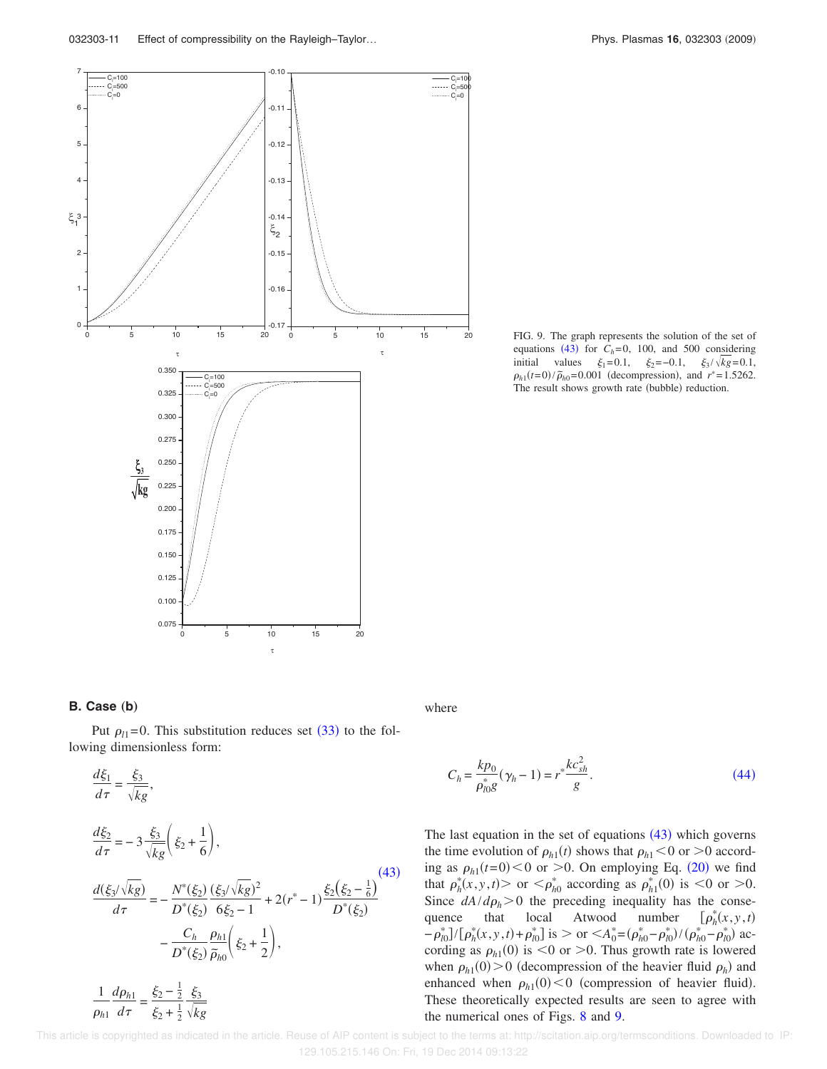FIG. 9. The graph represents the solution of the set of equations (43) for $C_h=0$, 100, and 500 considering initial values $\xi_1=0.1$, $\xi_2=-0.1$, $\xi_3/\sqrt{kg}=0.1$, $\rho_{h1}(t=0)/\tilde{\rho}_{h0}=0.001$ (decompression), and $r^*=1.5262$. The result shows growth rate (bubble) reduction.

### B. Case (b)

Put $\rho_{l1}=0$. This substitution reduces set (33) to the following dimensionless form:

$$
\begin{aligned}
\frac{d\xi_1}{d\tau} &= \frac{\xi_3}{\sqrt{kg}},\\
\frac{d\xi_2}{d\tau} &= -3\frac{\xi_3}{\sqrt{kg}}\left(\xi_2+\frac{1}{6}\right),\\
\frac{d(\xi_3/\sqrt{kg})}{d\tau} &= -\frac{N^*(\xi_2)}{D^*(\xi_2)}\frac{(\xi_3/\sqrt{kg})^2}{6\xi_2-1}+2(r^*-1)\frac{\xi_2\left(\xi_2-\frac{1}{6}\right)}{D^*(\xi_2)}\\
&\quad -\frac{C_h}{D^*(\xi_2)}\frac{\rho_{h1}}{\tilde{\rho}_{h0}}\left(\xi_2+\frac{1}{2}\right),\\
\frac{1}{\rho_{h1}}\frac{d\rho_{h1}}{d\tau} &= \frac{\xi_2-\frac{1}{2}}{\xi_2+\frac{1}{2}}\frac{\xi_3}{\sqrt{kg}}
\end{aligned}
\tag{43}
$$

where

$$
C_h=\frac{kp_0}{\rho^*_{l0}g}(\gamma_h-1)=r^*\frac{kc_{sh}^2}{g}. \tag{44}
$$

The last equation in the set of equations (43) which governs the time evolution of $\rho_{h1}(t)$ shows that $\rho_{h1}<0$ or $>0$ according as $\rho_{h1}(t=0)<0$ or $>0$. On employing Eq. (20) we find that $\rho^*_h(x,y,t)>$ or $<\rho^*_{h0}$ according as $\rho^*_{h1}(0)$ is $<0$ or $>0$. Since $dA/d\rho_h>0$ the preceding inequality has the consequence that local Atwood number $[\rho^*_h(x,y,t)-\rho^*_{l0}]/[\rho^*_h(x,y,t)+\rho^*_{l0}]$ is $>$ or $<A^*_0=(\rho^*_{h0}-\rho^*_{l0})/(\rho^*_{h0}-\rho^*_{l0})$ according as $\rho_{h1}(0)$ is $<0$ or $>0$. Thus growth rate is lowered when $\rho_{h1}(0)>0$ (decompression of the heavier fluid $\rho_h$) and enhanced when $\rho_{h1}(0)<0$ (compression of heavier fluid). These theoretically expected results are seen to agree with the numerical ones of Figs. 8 and 9.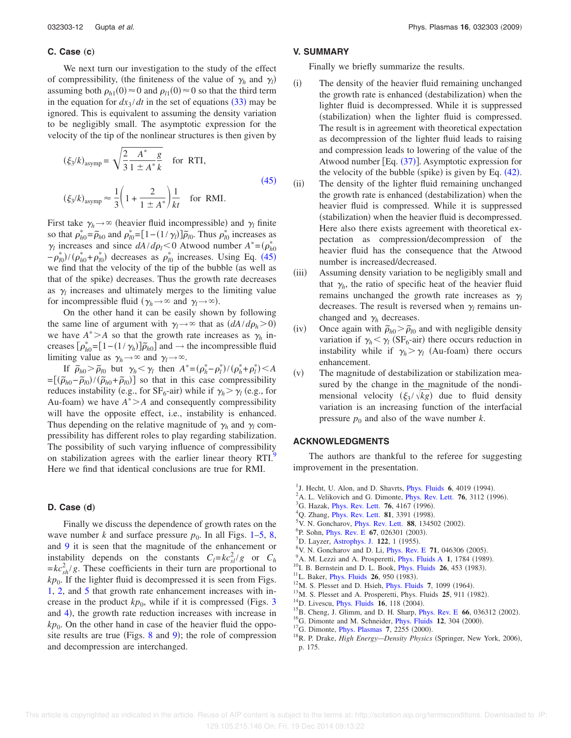### C. Case (c)

We next turn our investigation to the study of the effect of compressibility, (the finiteness of the value of $\gamma_h$ and $\gamma_l$) assuming both $\rho_{h1}(0) \approx 0$ and $\rho_{l1}(0) \approx 0$ so that the third term in the equation for $dx_3/dt$ in the set of equations (33) may be ignored. This is equivalent to assuming the density variation to be negligibly small. The asymptotic expression for the velocity of the tip of the nonlinear structures is then given by

$$(\xi_3/k)_{\text{asymp}} = \sqrt{\frac{2}{3}\frac{A^*}{1 \pm A^*}\frac{g}{k}} \quad \text{for RTI},$$

$$(\xi_3/k)_{\text{asymp}} \approx \frac{1}{3}\left(1 + \frac{2}{1 \pm A^*}\right)\frac{1}{kt} \quad \text{for RMI}. \tag{45}$$

First take $\gamma_h \to \infty$ (heavier fluid incompressible) and $\gamma_l$ finite so that $\rho^*_{h0} = \tilde{\rho}_{h0}$ and $\rho^*_{l0} = [1-(1/\gamma_l)]\tilde{\rho}_{l0}$. Thus $\rho^*_{l0}$ increases as $\gamma_l$ increases and since $dA/d\rho_l < 0$ Atwood number $A^* = (\rho^*_{h0} - \rho^*_{l0})/(\rho^*_{h0} + \rho^*_{l0})$ decreases as $\rho^*_{l0}$ increases. Using Eq. (45) we find that the velocity of the tip of the bubble (as well as that of the spike) decreases. Thus the growth rate decreases as $\gamma_l$ increases and ultimately merges to the limiting value for incompressible fluid ($\gamma_h \to \infty$ and $\gamma_l \to \infty$).

On the other hand it can be easily shown by following the same line of argument with $\gamma_l \to \infty$ that as $(dA/d\rho_h > 0)$ we have $A^* > A$ so that the growth rate increases as $\gamma_h$ increases $[\rho^*_{h0} = [1-(1/\gamma_h)]\tilde{\rho}_{h0}]$ and $\to$ the incompressible fluid limiting value as $\gamma_h \to \infty$ and $\gamma_l \to \infty$.

If $\tilde{\rho}_{h0} > \tilde{\rho}_{l0}$ but $\gamma_h < \gamma_l$ then $A^* = (\rho^*_h - \rho^*_l)/(\rho^*_h + \rho^*_l) < A = [(\tilde{\rho}_{h0} - \tilde{\rho}_{l0})/(\tilde{\rho}_{h0} + \tilde{\rho}_{l0})]$ so that in this case compressibility reduces instability (e.g., for $SF_6$-air) while if $\gamma_h > \gamma_l$ (e.g., for Au-foam) we have $A^* > A$ and consequently compressibility will have the opposite effect, i.e., instability is enhanced. Thus depending on the relative magnitude of $\gamma_h$ and $\gamma_l$ compressibility has different roles to play regarding stabilization. The possibility of such varying influence of compressibility on stabilization agrees with the earlier linear theory RTI.[9] Here we find that identical conclusions are true for RMI.

### D. Case (d)

Finally we discuss the dependence of growth rates on the wave number $k$ and surface pressure $p_0$. In all Figs. 1–5, 8, and 9 it is seen that the magnitude of the enhancement or instability depends on the constants $C_l = kc^2_{sl}/g$ or $C_h = kc^2_{sh}/g$. These coefficients in their turn are proportional to $kp_0$. If the lighter fluid is decompressed it is seen from Figs. 1, 2, and 5 that growth rate enhancement increases with increase in the product $kp_0$, while if it is compressed (Figs. 3 and 4), the growth rate reduction increases with increase in $kp_0$. On the other hand in case of the heavier fluid the opposite results are true (Figs. 8 and 9); the role of compression and decompression are interchanged.

## V. SUMMARY

Finally we briefly summarize the results.

(i) The density of the heavier fluid remaining unchanged the growth rate is enhanced (destabilization) when the lighter fluid is decompressed. While it is suppressed (stabilization) when the lighter fluid is compressed. The result is in agreement with theoretical expectation as decompression of the lighter fluid leads to raising and compression leads to lowering of the value of the Atwood number [Eq. (37)]. Asymptotic expression for the velocity of the bubble (spike) is given by Eq. (42).

(ii) The density of the lighter fluid remaining unchanged the growth rate is enhanced (destabilization) when the heavier fluid is compressed. While it is suppressed (stabilization) when the heavier fluid is decompressed. Here also there exists agreement with theoretical expectation as compression/decompression of the heavier fluid has the consequence that the Atwood number is increased/decreased.

(iii) Assuming density variation to be negligibly small and that $\gamma_h$, the ratio of specific heat of the heavier fluid remains unchanged the growth rate increases as $\gamma_l$ decreases. The result is reversed when $\gamma_l$ remains unchanged and $\gamma_h$ decreases.

(iv) Once again with $\tilde{\rho}_{h0} > \tilde{\rho}_{l0}$ and with negligible density variation if $\gamma_h < \gamma_l$ ($SF_6$-air) there occurs reduction in instability while if $\gamma_h > \gamma_l$ (Au-foam) there occurs enhancement.

(v) The magnitude of destabilization or stabilization measured by the change in the magnitude of the nondimensional velocity $(\xi_3/\sqrt{kg})$ due to fluid density variation is an increasing function of the interfacial pressure $p_0$ and also of the wave number $k$.

## ACKNOWLEDGMENTS

The authors are thankful to the referee for suggesting improvement in the presentation.

[1] J. Hecht, U. Alon, and D. Shavrts, Phys. Fluids 6, 4019 (1994).
[2] A. L. Velikovich and G. Dimonte, Phys. Rev. Lett. 76, 3112 (1996).
[3] G. Hazak, Phys. Rev. Lett. 76, 4167 (1996).
[4] Q. Zhang, Phys. Rev. Lett. 81, 3391 (1998).
[5] V. N. Goncharov, Phys. Rev. Lett. 88, 134502 (2002).
[6] P. Sohn, Phys. Rev. E 67, 026301 (2003).
[7] D. Layzer, Astrophys. J. 122, 1 (1955).
[8] V. N. Goncharov and D. Li, Phys. Rev. E 71, 046306 (2005).
[9] A. M. Lezzi and A. Prosperetti, Phys. Fluids A 1, 1784 (1989).
[10] I. B. Bernstein and D. L. Book, Phys. Fluids 26, 453 (1983).
[11] L. Baker, Phys. Fluids 26, 950 (1983).
[12] M. S. Plesset and D. Hsieh, Phys. Fluids 7, 1099 (1964).
[13] M. S. Plesset and A. Prosperetti, Phys. Fluids 25, 911 (1982).
[14] D. Livescu, Phys. Fluids 16, 118 (2004).
[15] B. Cheng, J. Glimm, and D. H. Sharp, Phys. Rev. E 66, 036312 (2002).
[16] G. Dimonte and M. Schneider, Phys. Fluids 12, 304 (2000).
[17] G. Dimonte, Phys. Plasmas 7, 2255 (2000).
[18] R. P. Drake, *High Energy—Density Physics* (Springer, New York, 2006), p. 175.